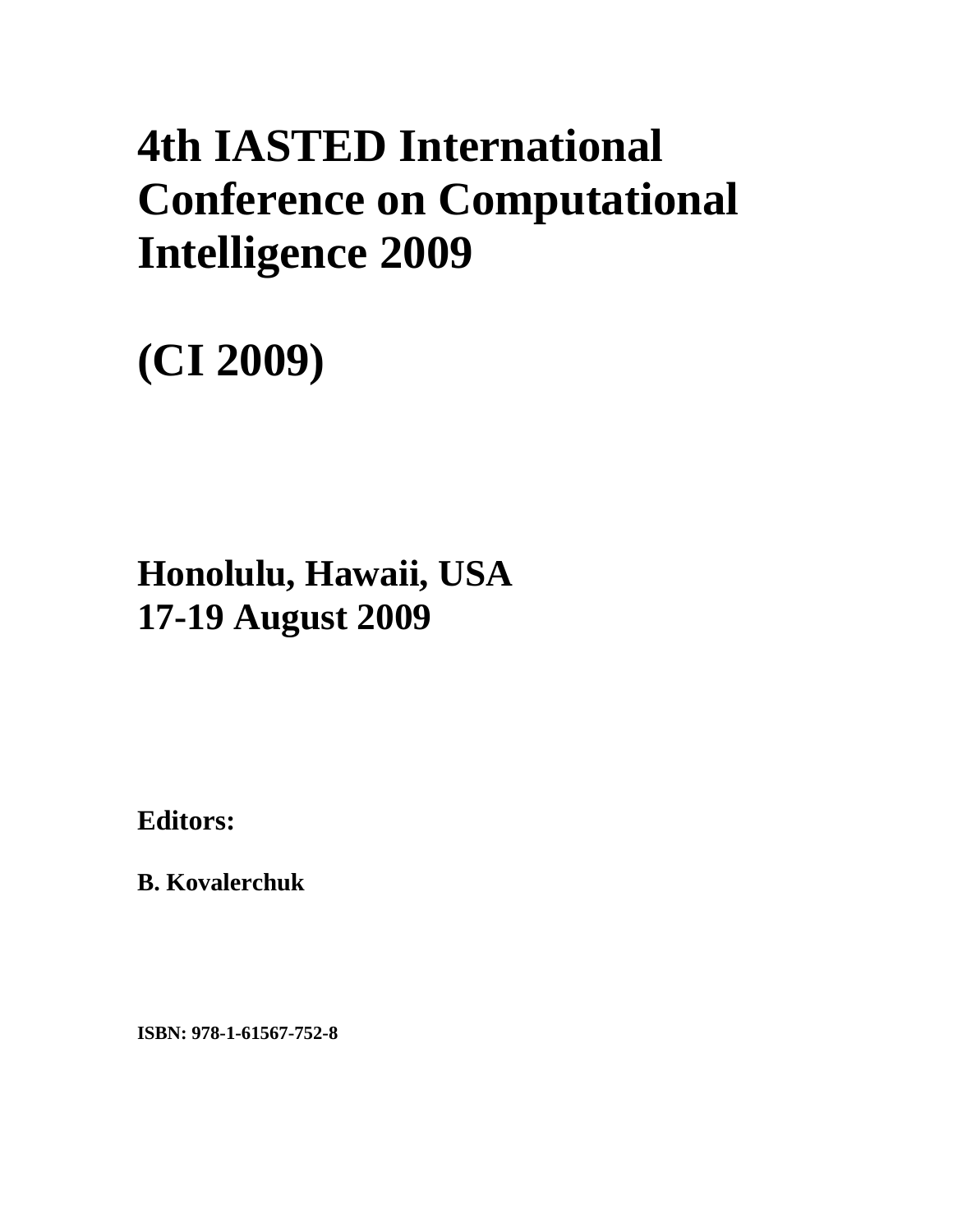# 4th IASTED International Conference on Computational Intelligence 2009

# (CI 2009)

## Honolulu, Hawaii, USA
## 17-19 August 2009

**Editors:**

**B. Kovalerchuk**

**ISBN: 978-1-61567-752-8**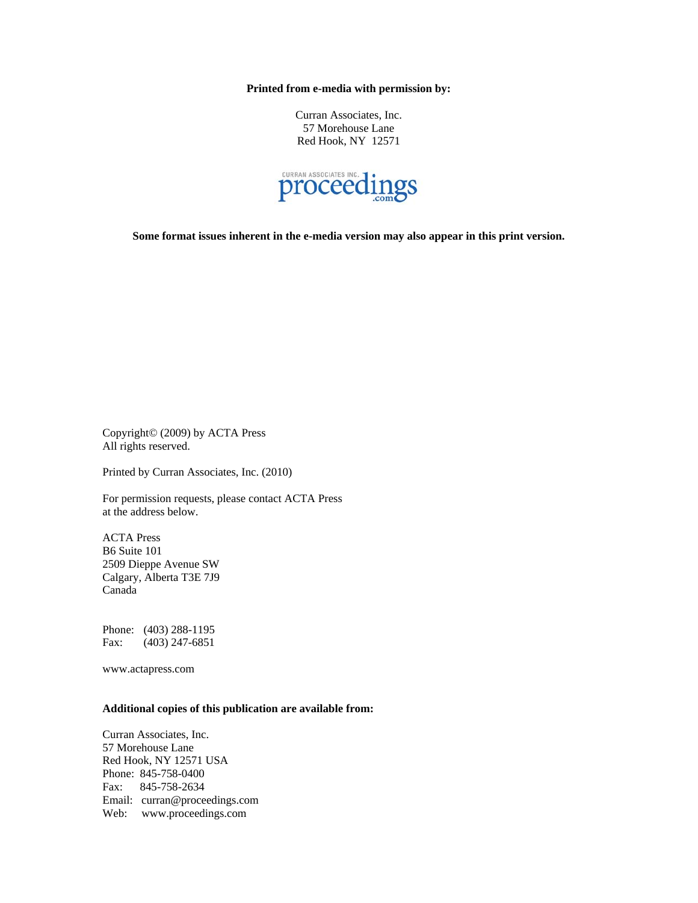**Printed from e-media with permission by:**

Curran Associates, Inc.
57 Morehouse Lane
Red Hook, NY 12571

**Some format issues inherent in the e-media version may also appear in this print version.**

Copyright© (2009) by ACTA Press
All rights reserved.

Printed by Curran Associates, Inc. (2010)

For permission requests, please contact ACTA Press
at the address below.

ACTA Press
B6 Suite 101
2509 Dieppe Avenue SW
Calgary, Alberta T3E 7J9
Canada

Phone: (403) 288-1195
Fax: (403) 247-6851

www.actapress.com

**Additional copies of this publication are available from:**

Curran Associates, Inc.
57 Morehouse Lane
Red Hook, NY 12571 USA
Phone: 845-758-0400
Fax: 845-758-2634
Email: curran@proceedings.com
Web: www.proceedings.com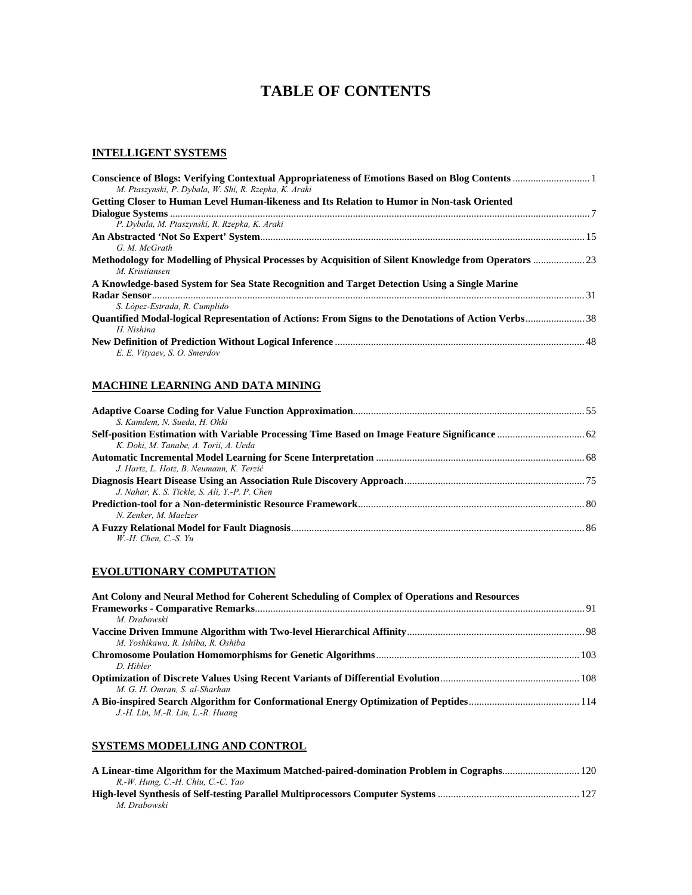# TABLE OF CONTENTS

## INTELLIGENT SYSTEMS

**Conscience of Blogs: Verifying Contextual Appropriateness of Emotions Based on Blog Contents** ............................. 1
*M. Ptaszynski, P. Dybala, W. Shi, R. Rzepka, K. Araki*

**Getting Closer to Human Level Human-likeness and Its Relation to Humor in Non-task Oriented Dialogue Systems** ............................. 7
*P. Dybala, M. Ptaszynski, R. Rzepka, K. Araki*

**An Abstracted 'Not So Expert' System** ............................. 15
*G. M. McGrath*

**Methodology for Modelling of Physical Processes by Acquisition of Silent Knowledge from Operators** ............................. 23
*M. Kristiansen*

**A Knowledge-based System for Sea State Recognition and Target Detection Using a Single Marine Radar Sensor** ............................. 31
*S. López-Estrada, R. Cumplido*

**Quantified Modal-logical Representation of Actions: From Signs to the Denotations of Action Verbs** ............................. 38
*H. Nishina*

**New Definition of Prediction Without Logical Inference** ............................. 48
*E. E. Vityaev, S. O. Smerdov*

## MACHINE LEARNING AND DATA MINING

**Adaptive Coarse Coding for Value Function Approximation** ............................. 55
*S. Kamdem, N. Sueda, H. Ohki*

**Self-position Estimation with Variable Processing Time Based on Image Feature Significance** ............................. 62
*K. Doki, M. Tanabe, A. Torii, A. Ueda*

**Automatic Incremental Model Learning for Scene Interpretation** ............................. 68
*J. Hartz, L. Hotz, B. Neumann, K. Terzić*

**Diagnosis Heart Disease Using an Association Rule Discovery Approach** ............................. 75
*J. Nahar, K. S. Tickle, S. Ali, Y.-P. P. Chen*

**Prediction-tool for a Non-deterministic Resource Framework** ............................. 80
*N. Zenker, M. Maelzer*

**A Fuzzy Relational Model for Fault Diagnosis** ............................. 86
*W.-H. Chen, C.-S. Yu*

## EVOLUTIONARY COMPUTATION

**Ant Colony and Neural Method for Coherent Scheduling of Complex of Operations and Resources Frameworks - Comparative Remarks** ............................. 91
*M. Drabowski*

**Vaccine Driven Immune Algorithm with Two-level Hierarchical Affinity** ............................. 98
*M. Yoshikawa, R. Ishiba, R. Oshiba*

**Chromosome Poulation Homomorphisms for Genetic Algorithms** ............................. 103
*D. Hibler*

**Optimization of Discrete Values Using Recent Variants of Differential Evolution** ............................. 108
*M. G. H. Omran, S. al-Sharhan*

**A Bio-inspired Search Algorithm for Conformational Energy Optimization of Peptides** ............................. 114
*J.-H. Lin, M.-R. Lin, L.-R. Huang*

## SYSTEMS MODELLING AND CONTROL

**A Linear-time Algorithm for the Maximum Matched-paired-domination Problem in Cographs** ............................. 120
*R.-W. Hung, C.-H. Chiu, C.-C. Yao*

**High-level Synthesis of Self-testing Parallel Multiprocessors Computer Systems** ............................. 127
*M. Drabowski*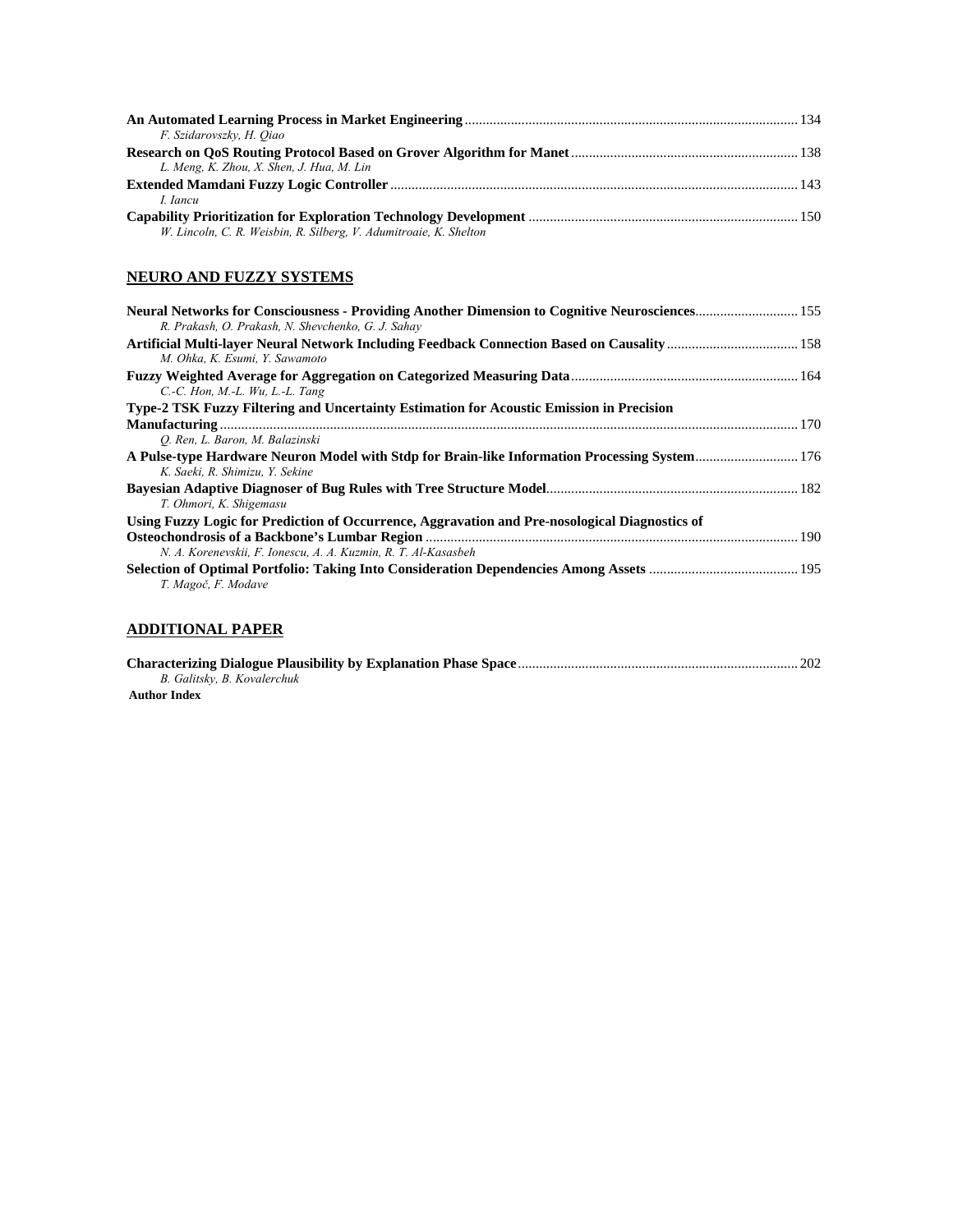**An Automated Learning Process in Market Engineering** ............................................................................................. 134
*F. Szidarovszky, H. Qiao*

**Research on QoS Routing Protocol Based on Grover Algorithm for Manet** ............................................................... 138
*L. Meng, K. Zhou, X. Shen, J. Hua, M. Lin*

**Extended Mamdani Fuzzy Logic Controller** .................................................................................................................. 143
*I. Iancu*

**Capability Prioritization for Exploration Technology Development** ........................................................................... 150
*W. Lincoln, C. R. Weisbin, R. Silberg, V. Adumitroaie, K. Shelton*

## NEURO AND FUZZY SYSTEMS

**Neural Networks for Consciousness - Providing Another Dimension to Cognitive Neurosciences**............................ 155
*R. Prakash, O. Prakash, N. Shevchenko, G. J. Sahay*

**Artificial Multi-layer Neural Network Including Feedback Connection Based on Causality** ..................................... 158
*M. Ohka, K. Esumi, Y. Sawamoto*

**Fuzzy Weighted Average for Aggregation on Categorized Measuring Data** ................................................................ 164
*C.-C. Hon, M.-L. Wu, L.-L. Tang*

**Type-2 TSK Fuzzy Filtering and Uncertainty Estimation for Acoustic Emission in Precision Manufacturing** .................................................................................................................................................................. 170
*Q. Ren, L. Baron, M. Balazinski*

**A Pulse-type Hardware Neuron Model with Stdp for Brain-like Information Processing System**............................ 176
*K. Saeki, R. Shimizu, Y. Sekine*

**Bayesian Adaptive Diagnoser of Bug Rules with Tree Structure Model**...................................................................... 182
*T. Ohmori, K. Shigemasu*

**Using Fuzzy Logic for Prediction of Occurrence, Aggravation and Pre-nosological Diagnostics of Osteochondrosis of a Backbone's Lumbar Region** ........................................................................................................ 190
*N. A. Korenevskii, F. Ionescu, A. A. Kuzmin, R. T. Al-Kasasbeh*

**Selection of Optimal Portfolio: Taking Into Consideration Dependencies Among Assets** .......................................... 195
*T. Magoč, F. Modave*

## ADDITIONAL PAPER

**Characterizing Dialogue Plausibility by Explanation Phase Space** ............................................................................... 202
*B. Galitsky, B. Kovalerchuk*

**Author Index**